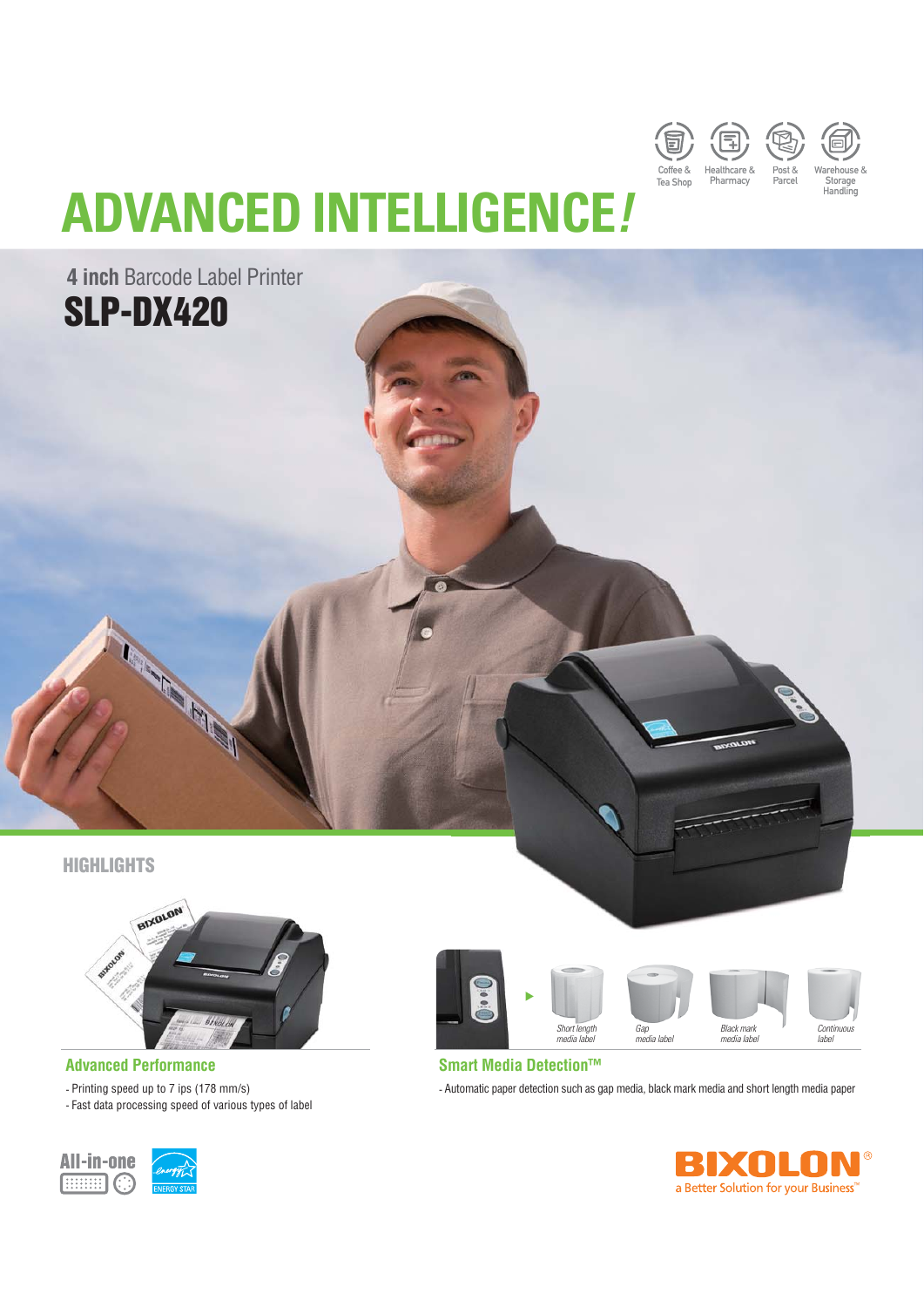Coffee & Tea Shop | Healthcare & Pharmacy | Post & Parcel | Warehouse & Storage Handling

# ADVANCED INTELLIGENCE!

**4 inch** Barcode Label Printer

## SLP-DX420

### HIGHLIGHTS

Short length media label | Gap media label | Black mark media label | Continuous label

#### Advanced Performance

- Printing speed up to 7 ips (178 mm/s)
- Fast data processing speed of various types of label

#### Smart Media Detection™

- Automatic paper detection such as gap media, black mark media and short length media paper

All-in-one

ENERGY STAR

BIXOLON®
a Better Solution for your Business™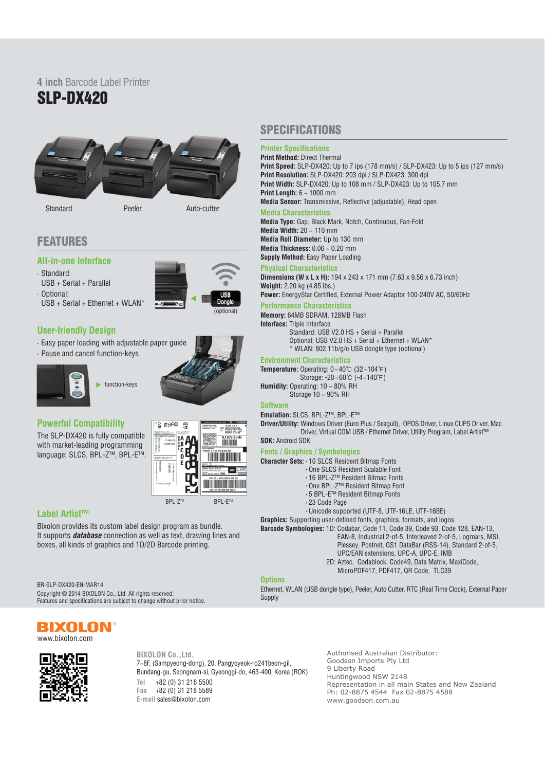4 **inch** Barcode Label Printer

# SLP-DX420

Standard

Peeler

Auto-cutter

## FEATURES

### All-in-one Interface

- Standard:
  USB + Serial + Parallel
- Optional:
  USB + Serial + Ethernet + WLAN*

USB Dongle
(optional)

### User-friendly Design

- Easy paper loading with adjustable paper guide
- Pause and cancel function-keys

function-keys

### Powerful Compatibility

The SLP-DX420 is fully compatible with market-leading programming language; SLCS, BPL-Z™, BPL-E™.

BPL-Z™ BPL-E™

### Label Artist™

Bixolon provides its custom label design program as bundle.
It supports ***database*** connection as well as text, drawing lines and boxes, all kinds of graphics and 1D/2D Barcode printing.

BR-SLP-DX420-EN-MAR14
Copyright © 2014 BIXOLON Co., Ltd. All rights reserved.
Features and specifications are subject to change without prior notice.

## SPECIFICATIONS

### Printer Specifications

**Print Method:** Direct Thermal
**Print Speed:** SLP-DX420: Up to 7 ips (178 mm/s) / SLP-DX423: Up to 5 ips (127 mm/s)
**Print Resolution:** SLP-DX420: 203 dpi / SLP-DX423: 300 dpi
**Print Width:** SLP-DX420: Up to 108 mm / SLP-DX423: Up to 105.7 mm
**Print Length:** 6 ~ 1000 mm
**Media Sensor:** Transmissive, Reflective (adjustable), Head open

### Media Characteristics

**Media Type:** Gap, Black Mark, Notch, Continuous, Fan-Fold
**Media Width:** 20 ~ 110 mm
**Media Roll Diameter:** Up to 130 mm
**Media Thickness:** 0.06 ~ 0.20 mm
**Supply Method:** Easy Paper Loading

### Physical Characteristics

**Dimensions (W x L x H):** 194 x 243 x 171 mm (7.63 x 9.56 x 6.73 inch)
**Weight:** 2.20 kg (4.85 lbs.)
**Power:** EnergyStar Certified, External Power Adaptor 100-240V AC, 50/60Hz

### Performance Characteristics

**Memory:** 64MB SDRAM, 128MB Flash
**Interface:** Triple Interface
Standard: USB V2.0 HS + Serial + Parallel
Optional: USB V2.0 HS + Serial + Ethernet + WLAN*
\* WLAN: 802.11b/g/n USB dongle type (optional)

### Environment Characteristics

**Temperature:** Operating: 0~40℃ (32~104℉)
Storage: -20~60℃ (-4~140℉)
**Humidity:** Operating: 10 ~ 80% RH
Storage 10 ~ 90% RH

### Software

**Emulation:** SLCS, BPL-Z™, BPL-E™
**Driver/Utility:** Windows Driver (Euro Plus / Seagull), OPOS Driver, Linux CUPS Driver, Mac Driver, Virtual COM USB / Ethernet Driver, Utility Program, Label Artist™
**SDK:** Android SDK

### Fonts / Graphics / Symbologies

**Character Sets:**
- 10 SLCS Resident Bitmap Fonts
- One SLCS Resident Scalable Font
- 16 BPL-Z™ Resident Bitmap Fonts
- One BPL-Z™ Resident Bitmap Font
- 5 BPL-E™ Resident Bitmap Fonts
- 23 Code Page
- Unicode supported (UTF-8, UTF-16LE, UTF-16BE)

**Graphics:** Supporting user-defined fonts, graphics, formats, and logos
**Barcode Symbologies:** 1D: Codabar, Code 11, Code 39, Code 93, Code 128, EAN-13, EAN-8, Industrial 2-of-5, Interleaved 2-of-5, Logmars, MSI, Plessey, Postnet, GS1 DataBar (RSS-14), Standard 2-of-5, UPC/EAN extensions, UPC-A, UPC-E, IMB
2D: Aztec, Codablock, Code49, Data Matrix, MaxiCode, MicroPDF417, PDF417, QR Code, TLC39

### Options

Ethernet, WLAN (USB dongle type), Peeler, Auto Cutter, RTC (Real Time Clock), External Paper Supply

BIXOLON®
www.bixolon.com

**BIXOLON Co.,Ltd.**
7~8F, (Sampyeong-dong), 20, Pangyoyeok-ro241beon-gil, Bundang-gu, Seongnam-si, Gyeonggi-do, 463-400, Korea (ROK)
**Tel** +82 (0) 31 218 5500
**Fax** +82 (0) 31 218 5589
**E-mail** sales@bixolon.com

Authorised Australian Distributor:
Goodson Imports Pty Ltd
9 Liberty Road
Huntingwood NSW 2148
Representation in all main States and New Zealand
Ph: 02-8875 4544 Fax 02-8875 4588
www.goodson.com.au